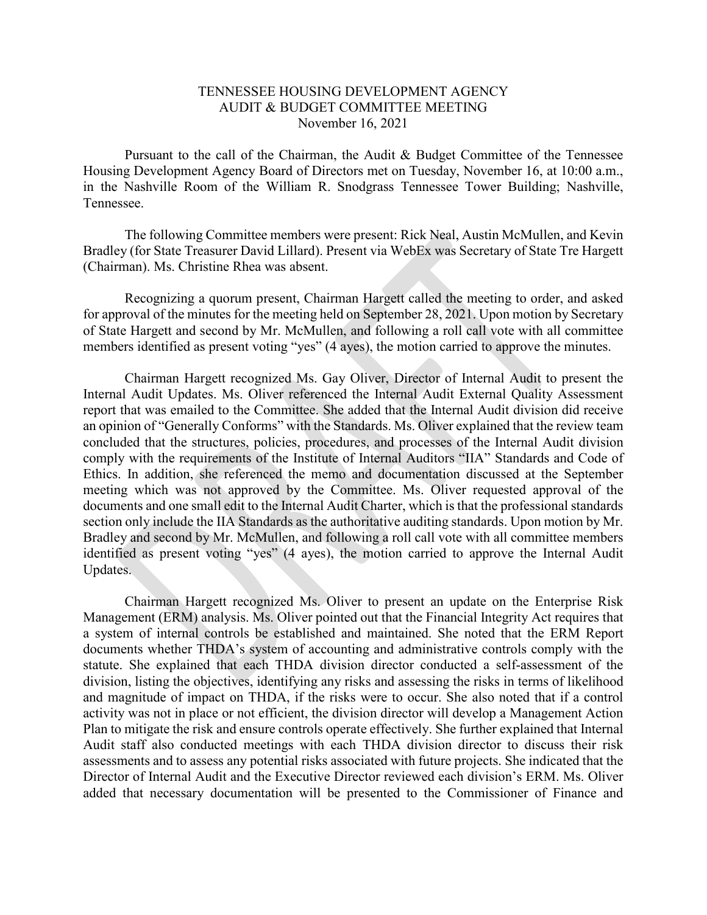# TENNESSEE HOUSING DEVELOPMENT AGENCY
## AUDIT & BUDGET COMMITTEE MEETING
### November 16, 2021

Pursuant to the call of the Chairman, the Audit & Budget Committee of the Tennessee Housing Development Agency Board of Directors met on Tuesday, November 16, at 10:00 a.m., in the Nashville Room of the William R. Snodgrass Tennessee Tower Building; Nashville, Tennessee.

The following Committee members were present: Rick Neal, Austin McMullen, and Kevin Bradley (for State Treasurer David Lillard). Present via WebEx was Secretary of State Tre Hargett (Chairman). Ms. Christine Rhea was absent.

Recognizing a quorum present, Chairman Hargett called the meeting to order, and asked for approval of the minutes for the meeting held on September 28, 2021. Upon motion by Secretary of State Hargett and second by Mr. McMullen, and following a roll call vote with all committee members identified as present voting "yes" (4 ayes), the motion carried to approve the minutes.

Chairman Hargett recognized Ms. Gay Oliver, Director of Internal Audit to present the Internal Audit Updates. Ms. Oliver referenced the Internal Audit External Quality Assessment report that was emailed to the Committee. She added that the Internal Audit division did receive an opinion of "Generally Conforms" with the Standards. Ms. Oliver explained that the review team concluded that the structures, policies, procedures, and processes of the Internal Audit division comply with the requirements of the Institute of Internal Auditors "IIA" Standards and Code of Ethics. In addition, she referenced the memo and documentation discussed at the September meeting which was not approved by the Committee. Ms. Oliver requested approval of the documents and one small edit to the Internal Audit Charter, which is that the professional standards section only include the IIA Standards as the authoritative auditing standards. Upon motion by Mr. Bradley and second by Mr. McMullen, and following a roll call vote with all committee members identified as present voting "yes" (4 ayes), the motion carried to approve the Internal Audit Updates.

Chairman Hargett recognized Ms. Oliver to present an update on the Enterprise Risk Management (ERM) analysis. Ms. Oliver pointed out that the Financial Integrity Act requires that a system of internal controls be established and maintained. She noted that the ERM Report documents whether THDA's system of accounting and administrative controls comply with the statute. She explained that each THDA division director conducted a self-assessment of the division, listing the objectives, identifying any risks and assessing the risks in terms of likelihood and magnitude of impact on THDA, if the risks were to occur. She also noted that if a control activity was not in place or not efficient, the division director will develop a Management Action Plan to mitigate the risk and ensure controls operate effectively. She further explained that Internal Audit staff also conducted meetings with each THDA division director to discuss their risk assessments and to assess any potential risks associated with future projects. She indicated that the Director of Internal Audit and the Executive Director reviewed each division's ERM. Ms. Oliver added that necessary documentation will be presented to the Commissioner of Finance and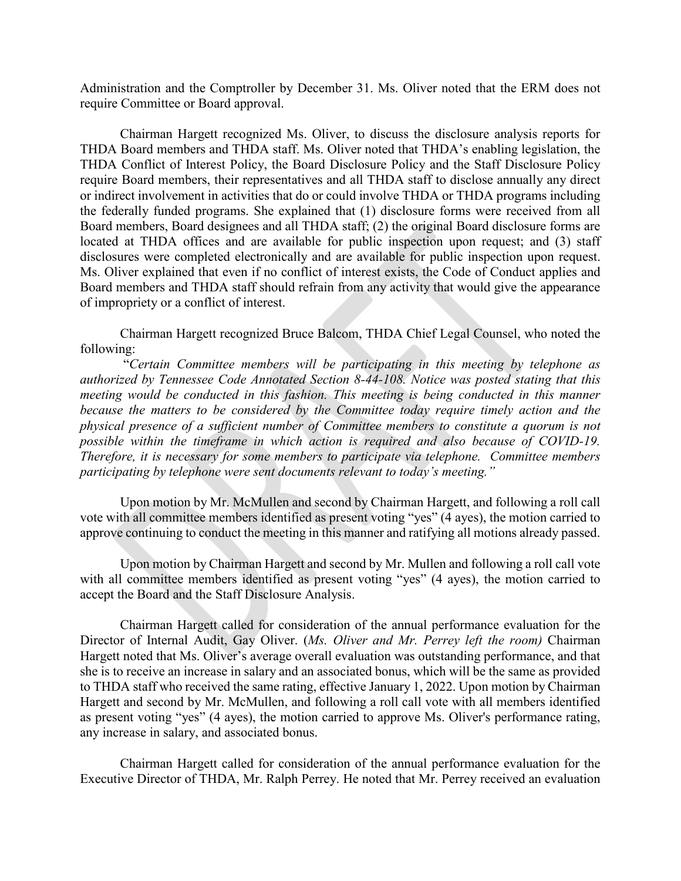Administration and the Comptroller by December 31. Ms. Oliver noted that the ERM does not require Committee or Board approval.

Chairman Hargett recognized Ms. Oliver, to discuss the disclosure analysis reports for THDA Board members and THDA staff. Ms. Oliver noted that THDA's enabling legislation, the THDA Conflict of Interest Policy, the Board Disclosure Policy and the Staff Disclosure Policy require Board members, their representatives and all THDA staff to disclose annually any direct or indirect involvement in activities that do or could involve THDA or THDA programs including the federally funded programs. She explained that (1) disclosure forms were received from all Board members, Board designees and all THDA staff; (2) the original Board disclosure forms are located at THDA offices and are available for public inspection upon request; and (3) staff disclosures were completed electronically and are available for public inspection upon request. Ms. Oliver explained that even if no conflict of interest exists, the Code of Conduct applies and Board members and THDA staff should refrain from any activity that would give the appearance of impropriety or a conflict of interest.

Chairman Hargett recognized Bruce Balcom, THDA Chief Legal Counsel, who noted the following:

*"Certain Committee members will be participating in this meeting by telephone as authorized by Tennessee Code Annotated Section 8-44-108. Notice was posted stating that this meeting would be conducted in this fashion. This meeting is being conducted in this manner because the matters to be considered by the Committee today require timely action and the physical presence of a sufficient number of Committee members to constitute a quorum is not possible within the timeframe in which action is required and also because of COVID-19. Therefore, it is necessary for some members to participate via telephone. Committee members participating by telephone were sent documents relevant to today's meeting."*

Upon motion by Mr. McMullen and second by Chairman Hargett, and following a roll call vote with all committee members identified as present voting "yes" (4 ayes), the motion carried to approve continuing to conduct the meeting in this manner and ratifying all motions already passed.

Upon motion by Chairman Hargett and second by Mr. Mullen and following a roll call vote with all committee members identified as present voting "yes" (4 ayes), the motion carried to accept the Board and the Staff Disclosure Analysis.

Chairman Hargett called for consideration of the annual performance evaluation for the Director of Internal Audit, Gay Oliver. (*Ms. Oliver and Mr. Perrey left the room)* Chairman Hargett noted that Ms. Oliver's average overall evaluation was outstanding performance, and that she is to receive an increase in salary and an associated bonus, which will be the same as provided to THDA staff who received the same rating, effective January 1, 2022. Upon motion by Chairman Hargett and second by Mr. McMullen, and following a roll call vote with all members identified as present voting "yes" (4 ayes), the motion carried to approve Ms. Oliver's performance rating, any increase in salary, and associated bonus.

Chairman Hargett called for consideration of the annual performance evaluation for the Executive Director of THDA, Mr. Ralph Perrey. He noted that Mr. Perrey received an evaluation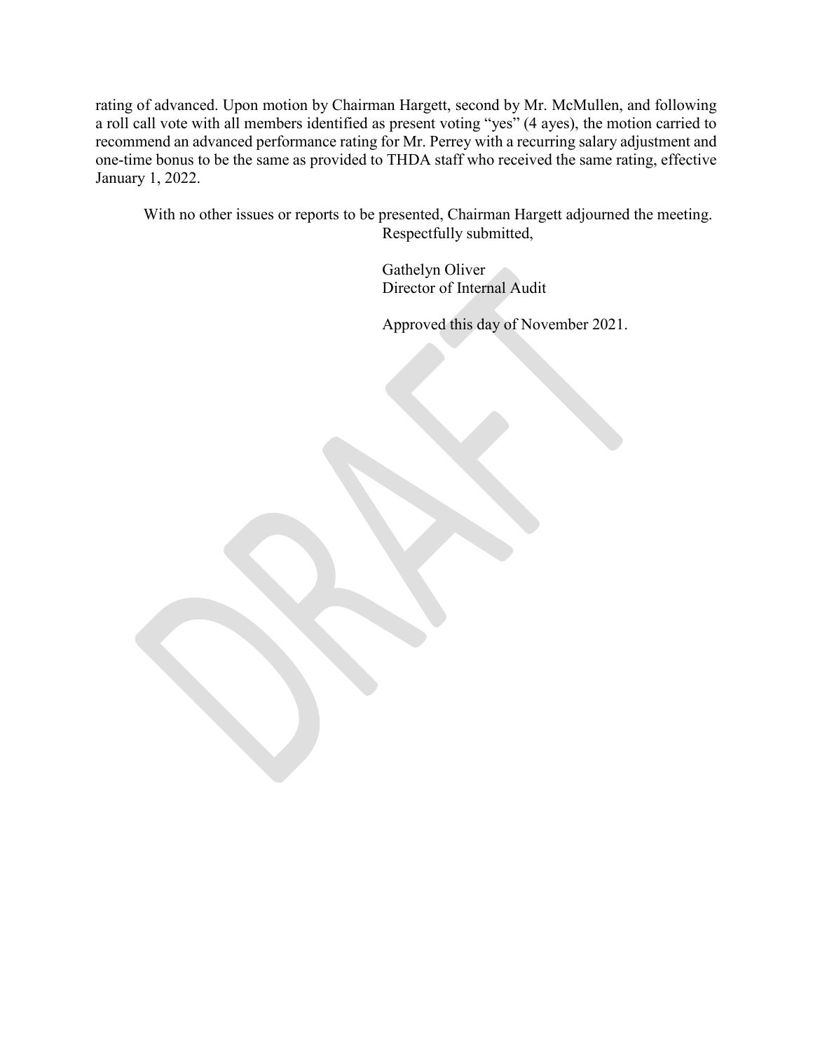rating of advanced. Upon motion by Chairman Hargett, second by Mr. McMullen, and following a roll call vote with all members identified as present voting "yes" (4 ayes), the motion carried to recommend an advanced performance rating for Mr. Perrey with a recurring salary adjustment and one-time bonus to be the same as provided to THDA staff who received the same rating, effective January 1, 2022.

With no other issues or reports to be presented, Chairman Hargett adjourned the meeting.

Respectfully submitted,

Gathelyn Oliver
Director of Internal Audit

Approved this day of November 2021.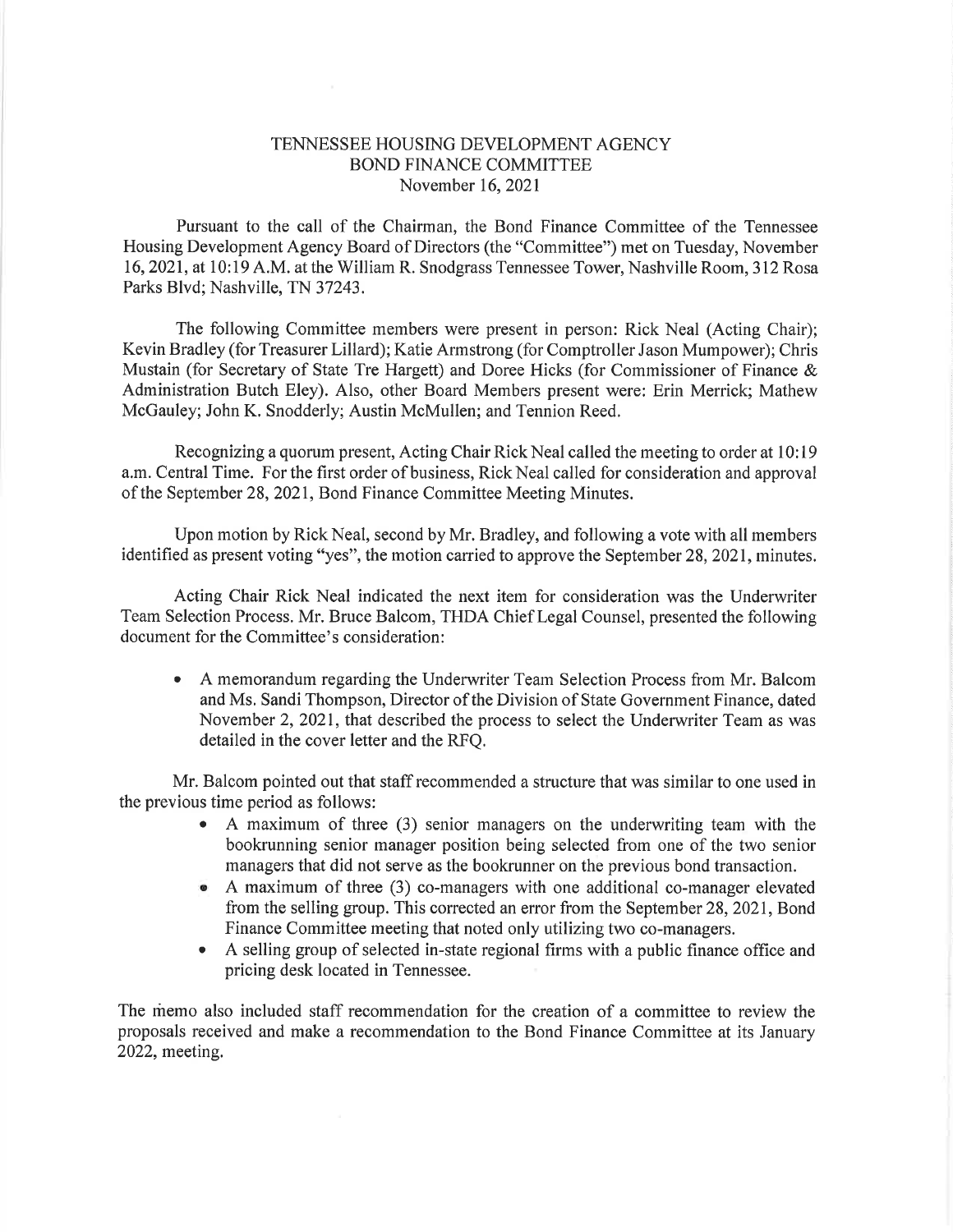# TENNESSEE HOUSING DEVELOPMENT AGENCY
## BOND FINANCE COMMITTEE
November 16, 2021

Pursuant to the call of the Chairman, the Bond Finance Committee of the Tennessee Housing Development Agency Board of Directors (the "Committee") met on Tuesday, November 16, 2021, at 10:19 A.M. at the William R. Snodgrass Tennessee Tower, Nashville Room, 312 Rosa Parks Blvd; Nashville, TN 37243.

The following Committee members were present in person: Rick Neal (Acting Chair); Kevin Bradley (for Treasurer Lillard); Katie Armstrong (for Comptroller Jason Mumpower); Chris Mustain (for Secretary of State Tre Hargett) and Doree Hicks (for Commissioner of Finance & Administration Butch Eley). Also, other Board Members present were: Erin Merrick; Mathew McGauley; John K. Snodderly; Austin McMullen; and Tennion Reed.

Recognizing a quorum present, Acting Chair Rick Neal called the meeting to order at 10:19 a.m. Central Time. For the first order of business, Rick Neal called for consideration and approval of the September 28, 2021, Bond Finance Committee Meeting Minutes.

Upon motion by Rick Neal, second by Mr. Bradley, and following a vote with all members identified as present voting "yes", the motion carried to approve the September 28, 2021, minutes.

Acting Chair Rick Neal indicated the next item for consideration was the Underwriter Team Selection Process. Mr. Bruce Balcom, THDA Chief Legal Counsel, presented the following document for the Committee's consideration:

- A memorandum regarding the Underwriter Team Selection Process from Mr. Balcom and Ms. Sandi Thompson, Director of the Division of State Government Finance, dated November 2, 2021, that described the process to select the Underwriter Team as was detailed in the cover letter and the RFQ.

Mr. Balcom pointed out that staff recommended a structure that was similar to one used in the previous time period as follows:

- A maximum of three (3) senior managers on the underwriting team with the bookrunning senior manager position being selected from one of the two senior managers that did not serve as the bookrunner on the previous bond transaction.
- A maximum of three (3) co-managers with one additional co-manager elevated from the selling group. This corrected an error from the September 28, 2021, Bond Finance Committee meeting that noted only utilizing two co-managers.
- A selling group of selected in-state regional firms with a public finance office and pricing desk located in Tennessee.

The memo also included staff recommendation for the creation of a committee to review the proposals received and make a recommendation to the Bond Finance Committee at its January 2022, meeting.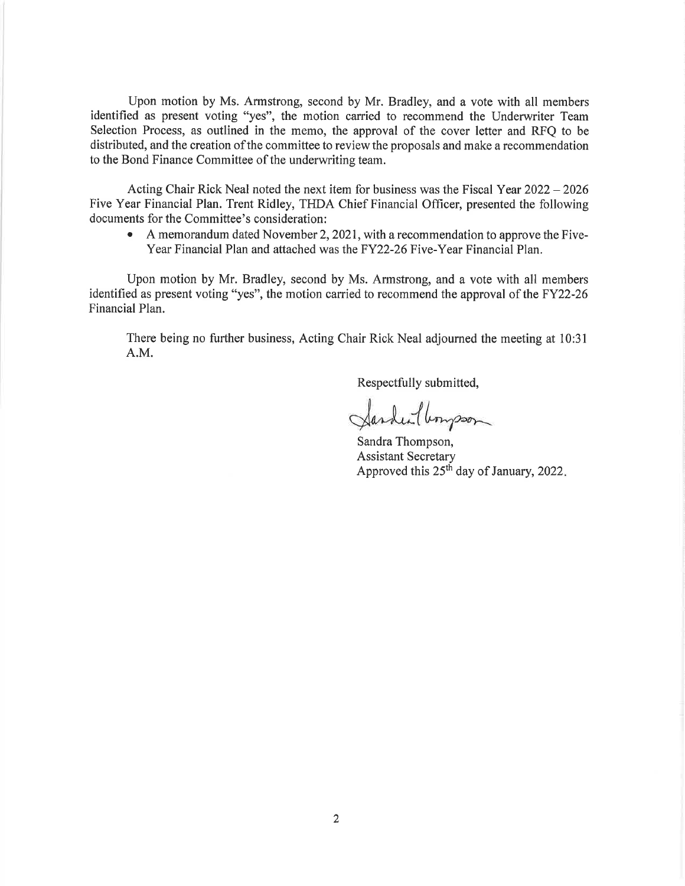Upon motion by Ms. Armstrong, second by Mr. Bradley, and a vote with all members identified as present voting "yes", the motion carried to recommend the Underwriter Team Selection Process, as outlined in the memo, the approval of the cover letter and RFQ to be distributed, and the creation of the committee to review the proposals and make a recommendation to the Bond Finance Committee of the underwriting team.

Acting Chair Rick Neal noted the next item for business was the Fiscal Year 2022 – 2026 Five Year Financial Plan. Trent Ridley, THDA Chief Financial Officer, presented the following documents for the Committee's consideration:

- A memorandum dated November 2, 2021, with a recommendation to approve the Five-Year Financial Plan and attached was the FY22-26 Five-Year Financial Plan.

Upon motion by Mr. Bradley, second by Ms. Armstrong, and a vote with all members identified as present voting "yes", the motion carried to recommend the approval of the FY22-26 Financial Plan.

There being no further business, Acting Chair Rick Neal adjourned the meeting at 10:31 A.M.

Respectfully submitted,

Sandra Thompson,
Assistant Secretary
Approved this 25th day of January, 2022.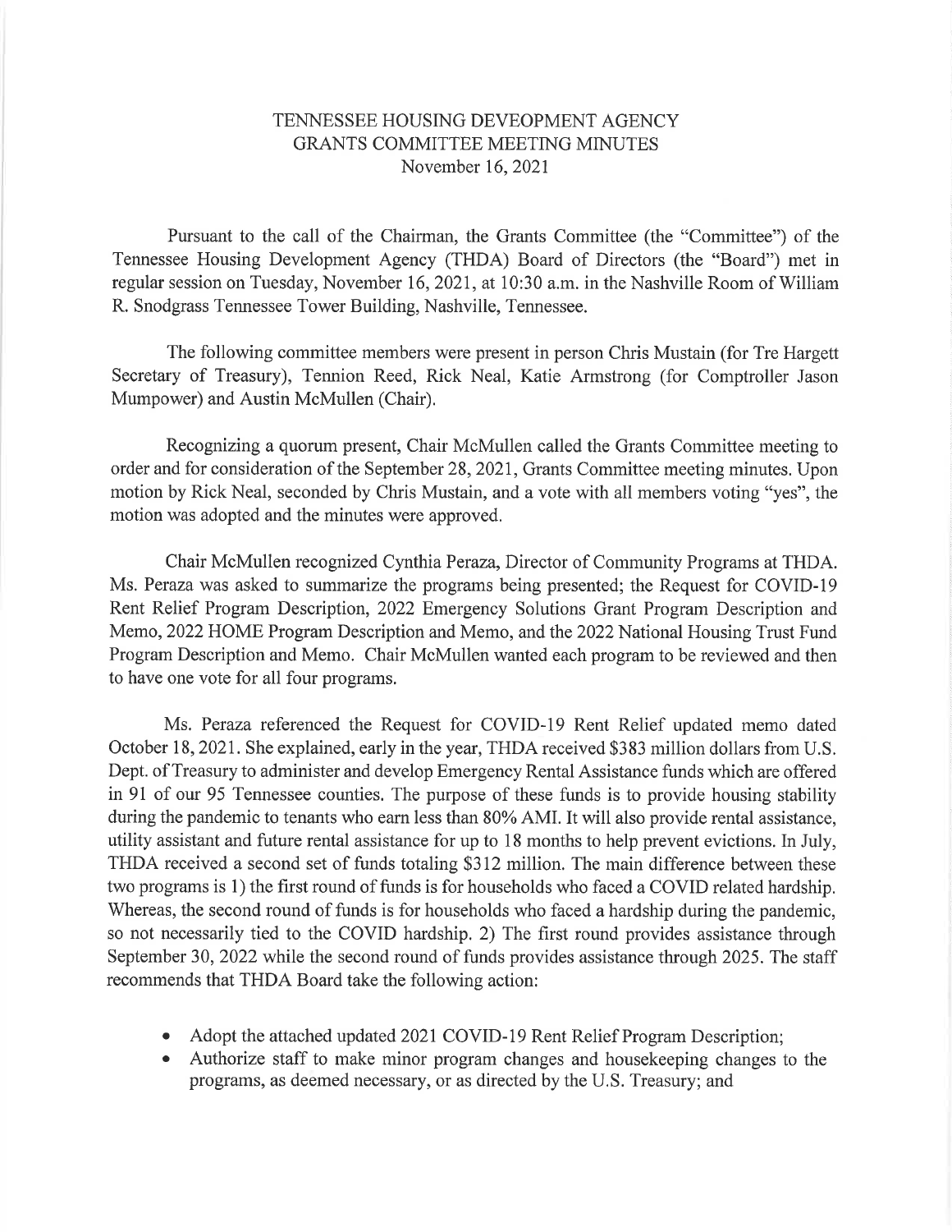TENNESSEE HOUSING DEVEOPMENT AGENCY
GRANTS COMMITTEE MEETING MINUTES
November 16, 2021

Pursuant to the call of the Chairman, the Grants Committee (the "Committee") of the Tennessee Housing Development Agency (THDA) Board of Directors (the "Board") met in regular session on Tuesday, November 16, 2021, at 10:30 a.m. in the Nashville Room of William R. Snodgrass Tennessee Tower Building, Nashville, Tennessee.

The following committee members were present in person Chris Mustain (for Tre Hargett Secretary of Treasury), Tennion Reed, Rick Neal, Katie Armstrong (for Comptroller Jason Mumpower) and Austin McMullen (Chair).

Recognizing a quorum present, Chair McMullen called the Grants Committee meeting to order and for consideration of the September 28, 2021, Grants Committee meeting minutes. Upon motion by Rick Neal, seconded by Chris Mustain, and a vote with all members voting "yes", the motion was adopted and the minutes were approved.

Chair McMullen recognized Cynthia Peraza, Director of Community Programs at THDA. Ms. Peraza was asked to summarize the programs being presented; the Request for COVID-19 Rent Relief Program Description, 2022 Emergency Solutions Grant Program Description and Memo, 2022 HOME Program Description and Memo, and the 2022 National Housing Trust Fund Program Description and Memo. Chair McMullen wanted each program to be reviewed and then to have one vote for all four programs.

Ms. Peraza referenced the Request for COVID-19 Rent Relief updated memo dated October 18, 2021. She explained, early in the year, THDA received $383 million dollars from U.S. Dept. of Treasury to administer and develop Emergency Rental Assistance funds which are offered in 91 of our 95 Tennessee counties. The purpose of these funds is to provide housing stability during the pandemic to tenants who earn less than 80% AMI. It will also provide rental assistance, utility assistant and future rental assistance for up to 18 months to help prevent evictions. In July, THDA received a second set of funds totaling $312 million. The main difference between these two programs is 1) the first round of funds is for households who faced a COVID related hardship. Whereas, the second round of funds is for households who faced a hardship during the pandemic, so not necessarily tied to the COVID hardship. 2) The first round provides assistance through September 30, 2022 while the second round of funds provides assistance through 2025. The staff recommends that THDA Board take the following action:

- Adopt the attached updated 2021 COVID-19 Rent Relief Program Description;
- Authorize staff to make minor program changes and housekeeping changes to the programs, as deemed necessary, or as directed by the U.S. Treasury; and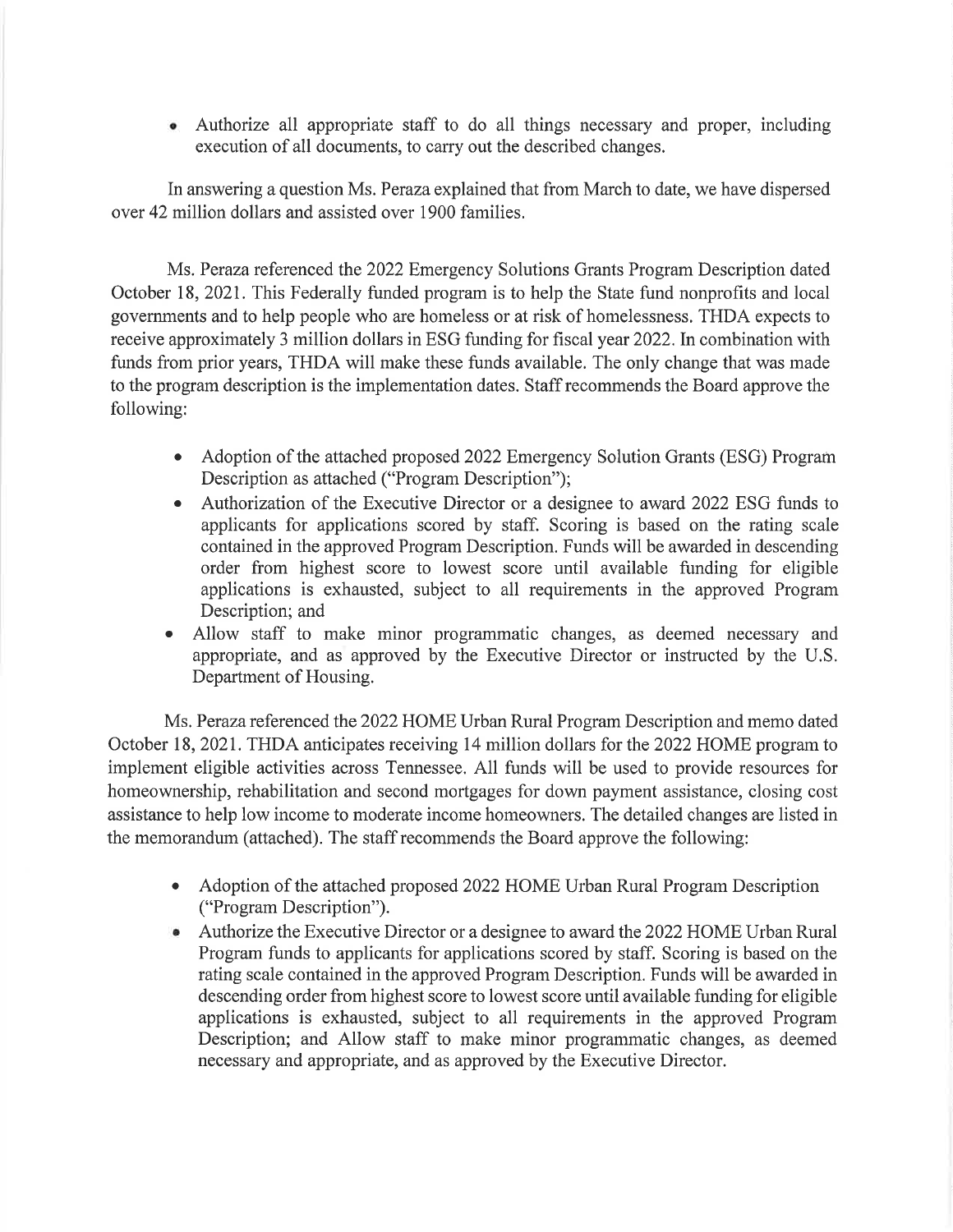- Authorize all appropriate staff to do all things necessary and proper, including execution of all documents, to carry out the described changes.

In answering a question Ms. Peraza explained that from March to date, we have dispersed over 42 million dollars and assisted over 1900 families.

Ms. Peraza referenced the 2022 Emergency Solutions Grants Program Description dated October 18, 2021. This Federally funded program is to help the State fund nonprofits and local governments and to help people who are homeless or at risk of homelessness. THDA expects to receive approximately 3 million dollars in ESG funding for fiscal year 2022. In combination with funds from prior years, THDA will make these funds available. The only change that was made to the program description is the implementation dates. Staff recommends the Board approve the following:

- Adoption of the attached proposed 2022 Emergency Solution Grants (ESG) Program Description as attached ("Program Description");
- Authorization of the Executive Director or a designee to award 2022 ESG funds to applicants for applications scored by staff. Scoring is based on the rating scale contained in the approved Program Description. Funds will be awarded in descending order from highest score to lowest score until available funding for eligible applications is exhausted, subject to all requirements in the approved Program Description; and
- Allow staff to make minor programmatic changes, as deemed necessary and appropriate, and as approved by the Executive Director or instructed by the U.S. Department of Housing.

Ms. Peraza referenced the 2022 HOME Urban Rural Program Description and memo dated October 18, 2021. THDA anticipates receiving 14 million dollars for the 2022 HOME program to implement eligible activities across Tennessee. All funds will be used to provide resources for homeownership, rehabilitation and second mortgages for down payment assistance, closing cost assistance to help low income to moderate income homeowners. The detailed changes are listed in the memorandum (attached). The staff recommends the Board approve the following:

- Adoption of the attached proposed 2022 HOME Urban Rural Program Description ("Program Description").
- Authorize the Executive Director or a designee to award the 2022 HOME Urban Rural Program funds to applicants for applications scored by staff. Scoring is based on the rating scale contained in the approved Program Description. Funds will be awarded in descending order from highest score to lowest score until available funding for eligible applications is exhausted, subject to all requirements in the approved Program Description; and Allow staff to make minor programmatic changes, as deemed necessary and appropriate, and as approved by the Executive Director.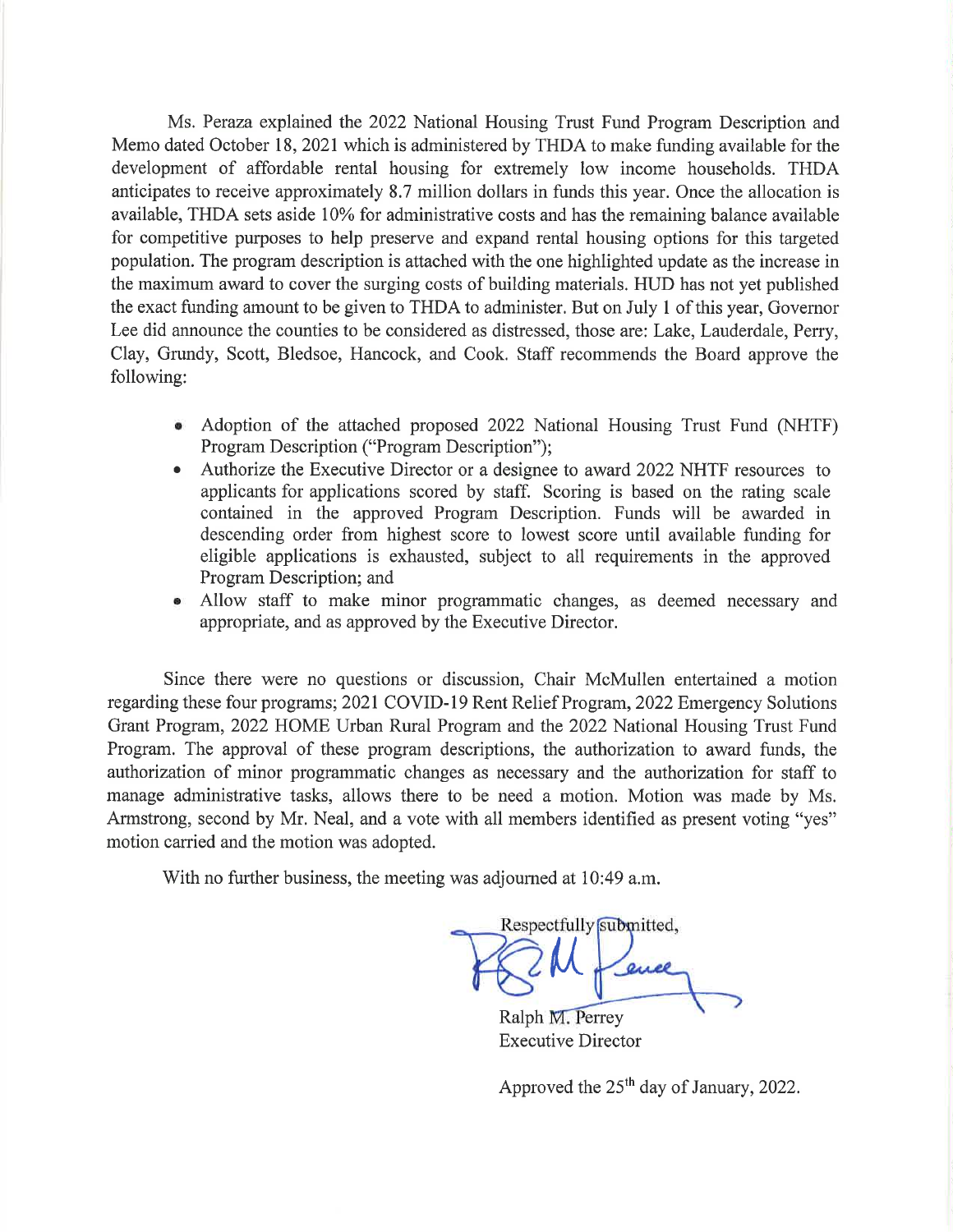Ms. Peraza explained the 2022 National Housing Trust Fund Program Description and Memo dated October 18, 2021 which is administered by THDA to make funding available for the development of affordable rental housing for extremely low income households. THDA anticipates to receive approximately 8.7 million dollars in funds this year. Once the allocation is available, THDA sets aside 10% for administrative costs and has the remaining balance available for competitive purposes to help preserve and expand rental housing options for this targeted population. The program description is attached with the one highlighted update as the increase in the maximum award to cover the surging costs of building materials. HUD has not yet published the exact funding amount to be given to THDA to administer. But on July 1 of this year, Governor Lee did announce the counties to be considered as distressed, those are: Lake, Lauderdale, Perry, Clay, Grundy, Scott, Bledsoe, Hancock, and Cook. Staff recommends the Board approve the following:

- Adoption of the attached proposed 2022 National Housing Trust Fund (NHTF) Program Description ("Program Description");
- Authorize the Executive Director or a designee to award 2022 NHTF resources to applicants for applications scored by staff. Scoring is based on the rating scale contained in the approved Program Description. Funds will be awarded in descending order from highest score to lowest score until available funding for eligible applications is exhausted, subject to all requirements in the approved Program Description; and
- Allow staff to make minor programmatic changes, as deemed necessary and appropriate, and as approved by the Executive Director.

Since there were no questions or discussion, Chair McMullen entertained a motion regarding these four programs; 2021 COVID-19 Rent Relief Program, 2022 Emergency Solutions Grant Program, 2022 HOME Urban Rural Program and the 2022 National Housing Trust Fund Program. The approval of these program descriptions, the authorization to award funds, the authorization of minor programmatic changes as necessary and the authorization for staff to manage administrative tasks, allows there to be need a motion. Motion was made by Ms. Armstrong, second by Mr. Neal, and a vote with all members identified as present voting "yes" motion carried and the motion was adopted.

With no further business, the meeting was adjourned at 10:49 a.m.

Respectfully submitted,

Ralph M. Perrey
Executive Director

Approved the 25th day of January, 2022.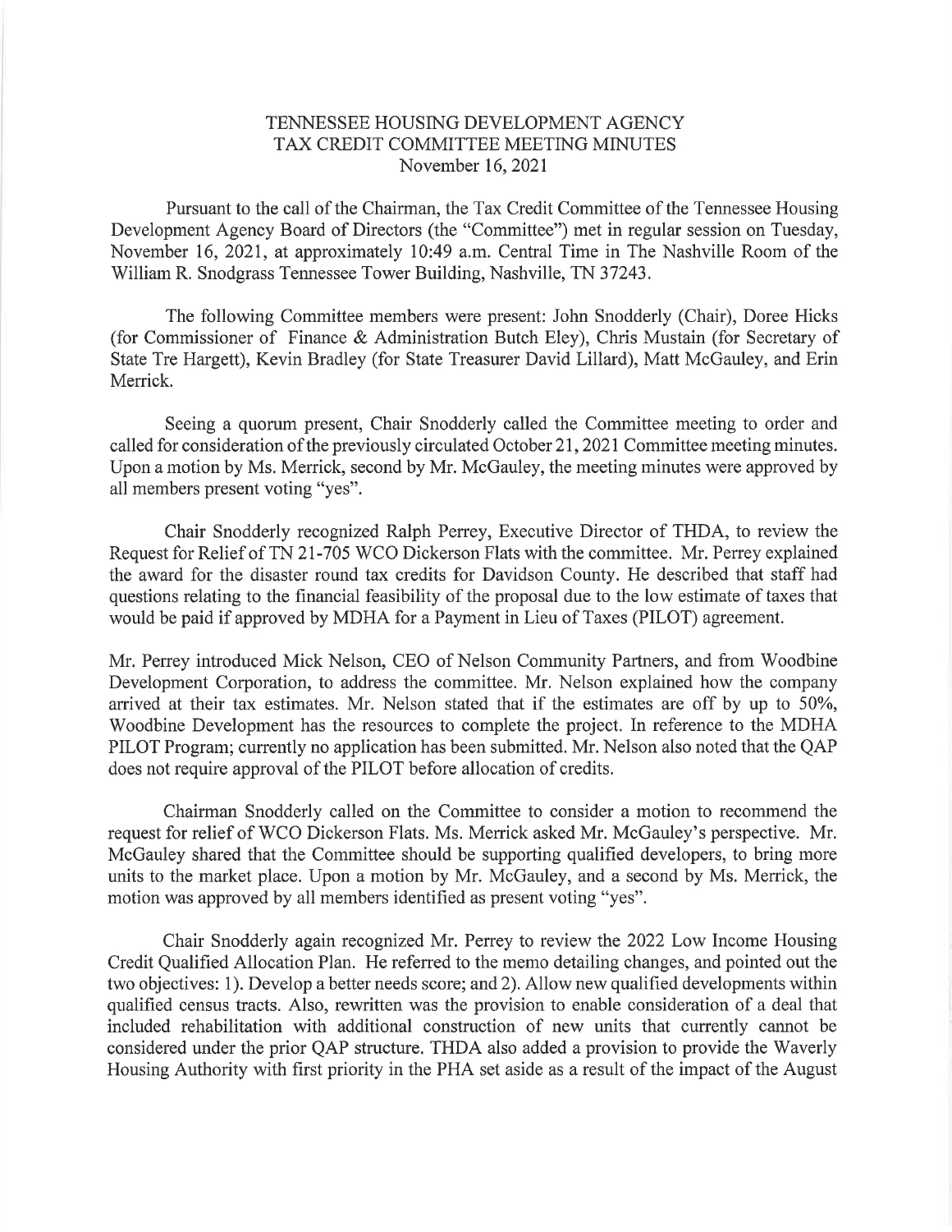TENNESSEE HOUSING DEVELOPMENT AGENCY
TAX CREDIT COMMITTEE MEETING MINUTES
November 16, 2021

Pursuant to the call of the Chairman, the Tax Credit Committee of the Tennessee Housing Development Agency Board of Directors (the "Committee") met in regular session on Tuesday, November 16, 2021, at approximately 10:49 a.m. Central Time in The Nashville Room of the William R. Snodgrass Tennessee Tower Building, Nashville, TN 37243.

The following Committee members were present: John Snodderly (Chair), Doree Hicks (for Commissioner of Finance & Administration Butch Eley), Chris Mustain (for Secretary of State Tre Hargett), Kevin Bradley (for State Treasurer David Lillard), Matt McGauley, and Erin Merrick.

Seeing a quorum present, Chair Snodderly called the Committee meeting to order and called for consideration of the previously circulated October 21, 2021 Committee meeting minutes. Upon a motion by Ms. Merrick, second by Mr. McGauley, the meeting minutes were approved by all members present voting "yes".

Chair Snodderly recognized Ralph Perrey, Executive Director of THDA, to review the Request for Relief of TN 21-705 WCO Dickerson Flats with the committee. Mr. Perrey explained the award for the disaster round tax credits for Davidson County. He described that staff had questions relating to the financial feasibility of the proposal due to the low estimate of taxes that would be paid if approved by MDHA for a Payment in Lieu of Taxes (PILOT) agreement.

Mr. Perrey introduced Mick Nelson, CEO of Nelson Community Partners, and from Woodbine Development Corporation, to address the committee. Mr. Nelson explained how the company arrived at their tax estimates. Mr. Nelson stated that if the estimates are off by up to 50%, Woodbine Development has the resources to complete the project. In reference to the MDHA PILOT Program; currently no application has been submitted. Mr. Nelson also noted that the QAP does not require approval of the PILOT before allocation of credits.

Chairman Snodderly called on the Committee to consider a motion to recommend the request for relief of WCO Dickerson Flats. Ms. Merrick asked Mr. McGauley's perspective. Mr. McGauley shared that the Committee should be supporting qualified developers, to bring more units to the market place. Upon a motion by Mr. McGauley, and a second by Ms. Merrick, the motion was approved by all members identified as present voting "yes".

Chair Snodderly again recognized Mr. Perrey to review the 2022 Low Income Housing Credit Qualified Allocation Plan. He referred to the memo detailing changes, and pointed out the two objectives: 1). Develop a better needs score; and 2). Allow new qualified developments within qualified census tracts. Also, rewritten was the provision to enable consideration of a deal that included rehabilitation with additional construction of new units that currently cannot be considered under the prior QAP structure. THDA also added a provision to provide the Waverly Housing Authority with first priority in the PHA set aside as a result of the impact of the August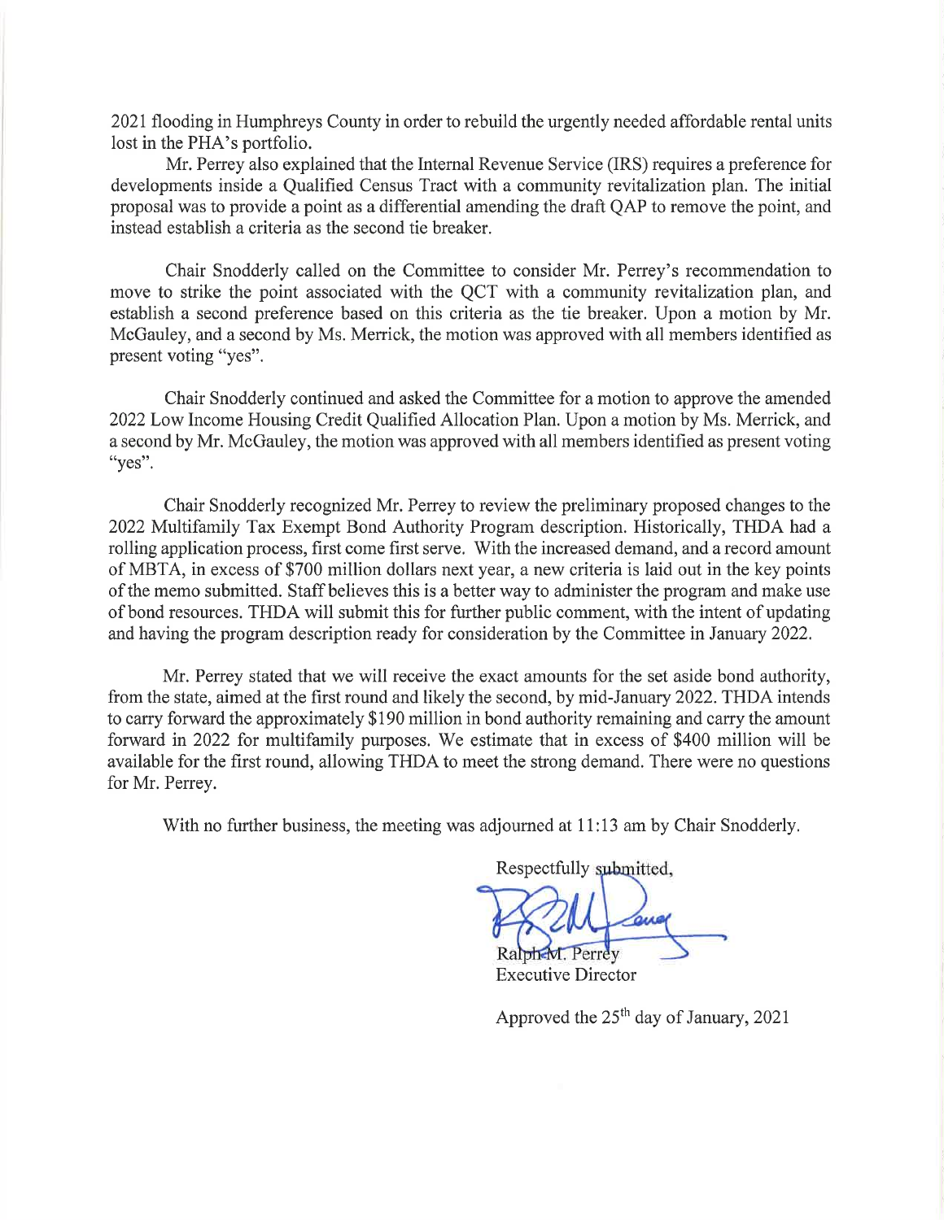2021 flooding in Humphreys County in order to rebuild the urgently needed affordable rental units lost in the PHA's portfolio.

Mr. Perrey also explained that the Internal Revenue Service (IRS) requires a preference for developments inside a Qualified Census Tract with a community revitalization plan. The initial proposal was to provide a point as a differential amending the draft QAP to remove the point, and instead establish a criteria as the second tie breaker.

Chair Snodderly called on the Committee to consider Mr. Perrey's recommendation to move to strike the point associated with the QCT with a community revitalization plan, and establish a second preference based on this criteria as the tie breaker. Upon a motion by Mr. McGauley, and a second by Ms. Merrick, the motion was approved with all members identified as present voting "yes".

Chair Snodderly continued and asked the Committee for a motion to approve the amended 2022 Low Income Housing Credit Qualified Allocation Plan. Upon a motion by Ms. Merrick, and a second by Mr. McGauley, the motion was approved with all members identified as present voting "yes".

Chair Snodderly recognized Mr. Perrey to review the preliminary proposed changes to the 2022 Multifamily Tax Exempt Bond Authority Program description. Historically, THDA had a rolling application process, first come first serve. With the increased demand, and a record amount of MBTA, in excess of $700 million dollars next year, a new criteria is laid out in the key points of the memo submitted. Staff believes this is a better way to administer the program and make use of bond resources. THDA will submit this for further public comment, with the intent of updating and having the program description ready for consideration by the Committee in January 2022.

Mr. Perrey stated that we will receive the exact amounts for the set aside bond authority, from the state, aimed at the first round and likely the second, by mid-January 2022. THDA intends to carry forward the approximately $190 million in bond authority remaining and carry the amount forward in 2022 for multifamily purposes. We estimate that in excess of $400 million will be available for the first round, allowing THDA to meet the strong demand. There were no questions for Mr. Perrey.

With no further business, the meeting was adjourned at 11:13 am by Chair Snodderly.

Respectfully submitted,

Ralph M. Perrey
Executive Director

Approved the 25th day of January, 2021